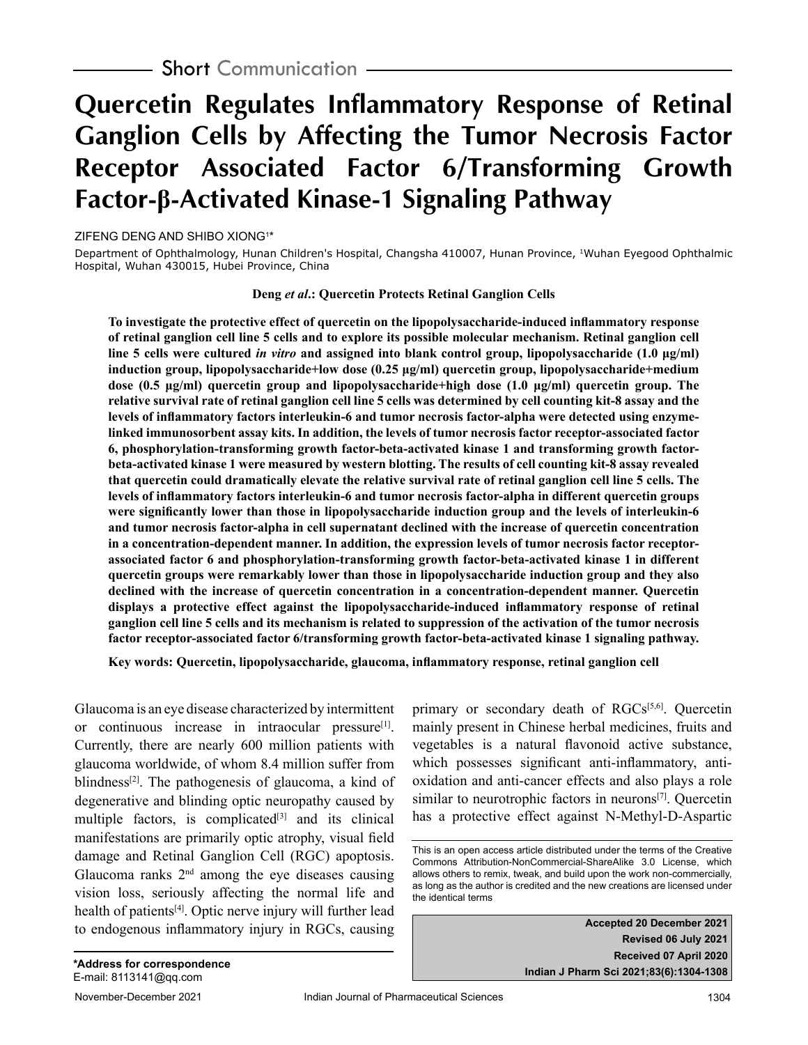Short Communication

# Quercetin Regulates Inflammatory Response of Retinal Ganglion Cells by Affecting the Tumor Necrosis Factor Receptor Associated Factor 6/Transforming Growth Factor-β-Activated Kinase-1 Signaling Pathway

ZIFENG DENG AND SHIBO XIONG[1]*

Department of Ophthalmology, Hunan Children's Hospital, Changsha 410007, Hunan Province, [1]Wuhan Eyegood Ophthalmic Hospital, Wuhan 430015, Hubei Province, China

**Deng *et al*.: Quercetin Protects Retinal Ganglion Cells**

**To investigate the protective effect of quercetin on the lipopolysaccharide-induced inflammatory response of retinal ganglion cell line 5 cells and to explore its possible molecular mechanism. Retinal ganglion cell line 5 cells were cultured *in vitro* and assigned into blank control group, lipopolysaccharide (1.0 μg/ml) induction group, lipopolysaccharide+low dose (0.25 μg/ml) quercetin group, lipopolysaccharide+medium dose (0.5 μg/ml) quercetin group and lipopolysaccharide+high dose (1.0 μg/ml) quercetin group. The relative survival rate of retinal ganglion cell line 5 cells was determined by cell counting kit-8 assay and the levels of inflammatory factors interleukin-6 and tumor necrosis factor-alpha were detected using enzyme-linked immunosorbent assay kits. In addition, the levels of tumor necrosis factor receptor-associated factor 6, phosphorylation-transforming growth factor-beta-activated kinase 1 and transforming growth factor-beta-activated kinase 1 were measured by western blotting. The results of cell counting kit-8 assay revealed that quercetin could dramatically elevate the relative survival rate of retinal ganglion cell line 5 cells. The levels of inflammatory factors interleukin-6 and tumor necrosis factor-alpha in different quercetin groups were significantly lower than those in lipopolysaccharide induction group and the levels of interleukin-6 and tumor necrosis factor-alpha in cell supernatant declined with the increase of quercetin concentration in a concentration-dependent manner. In addition, the expression levels of tumor necrosis factor receptor-associated factor 6 and phosphorylation-transforming growth factor-beta-activated kinase 1 in different quercetin groups were remarkably lower than those in lipopolysaccharide induction group and they also declined with the increase of quercetin concentration in a concentration-dependent manner. Quercetin displays a protective effect against the lipopolysaccharide-induced inflammatory response of retinal ganglion cell line 5 cells and its mechanism is related to suppression of the activation of the tumor necrosis factor receptor-associated factor 6/transforming growth factor-beta-activated kinase 1 signaling pathway.**

**Key words: Quercetin, lipopolysaccharide, glaucoma, inflammatory response, retinal ganglion cell**

Glaucoma is an eye disease characterized by intermittent or continuous increase in intraocular pressure[1]. Currently, there are nearly 600 million patients with glaucoma worldwide, of whom 8.4 million suffer from blindness[2]. The pathogenesis of glaucoma, a kind of degenerative and blinding optic neuropathy caused by multiple factors, is complicated[3] and its clinical manifestations are primarily optic atrophy, visual field damage and Retinal Ganglion Cell (RGC) apoptosis. Glaucoma ranks 2nd among the eye diseases causing vision loss, seriously affecting the normal life and health of patients[4]. Optic nerve injury will further lead to endogenous inflammatory injury in RGCs, causing primary or secondary death of RGCs[5,6]. Quercetin mainly present in Chinese herbal medicines, fruits and vegetables is a natural flavonoid active substance, which possesses significant anti-inflammatory, anti-oxidation and anti-cancer effects and also plays a role similar to neurotrophic factors in neurons[7]. Quercetin has a protective effect against N-Methyl-D-Aspartic

This is an open access article distributed under the terms of the Creative Commons Attribution-NonCommercial-ShareAlike 3.0 License, which allows others to remix, tweak, and build upon the work non-commercially, as long as the author is credited and the new creations are licensed under the identical terms

**Accepted 20 December 2021**
**Revised 06 July 2021**
**Received 07 April 2020**
**Indian J Pharm Sci 2021;83(6):1304-1308**

**\*Address for correspondence**
E-mail: 8113141@qq.com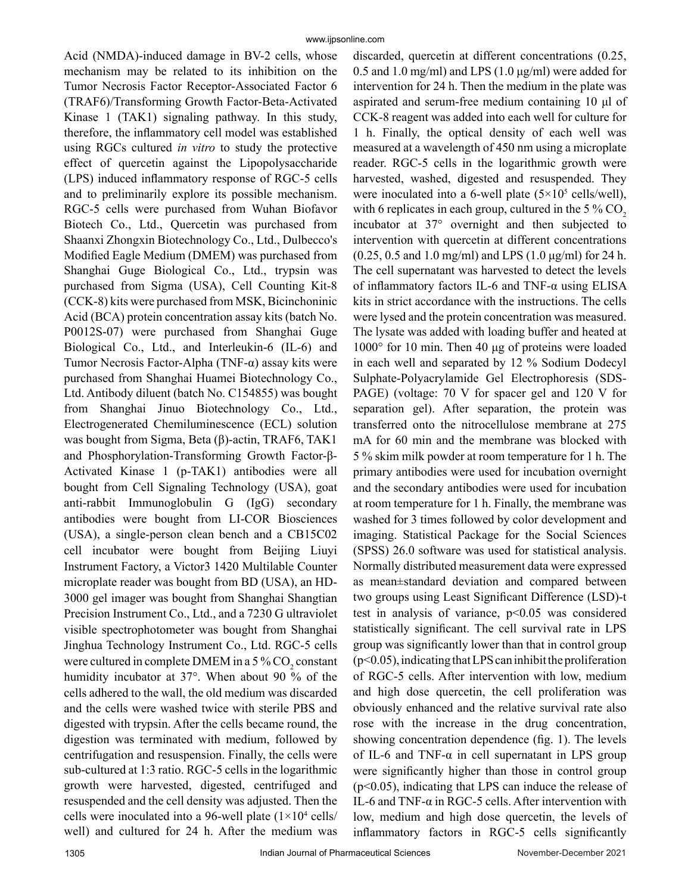Acid (NMDA)-induced damage in BV-2 cells, whose mechanism may be related to its inhibition on the Tumor Necrosis Factor Receptor-Associated Factor 6 (TRAF6)/Transforming Growth Factor-Beta-Activated Kinase 1 (TAK1) signaling pathway. In this study, therefore, the inflammatory cell model was established using RGCs cultured *in vitro* to study the protective effect of quercetin against the Lipopolysaccharide (LPS) induced inflammatory response of RGC-5 cells and to preliminarily explore its possible mechanism. RGC-5 cells were purchased from Wuhan Biofavor Biotech Co., Ltd., Quercetin was purchased from Shaanxi Zhongxin Biotechnology Co., Ltd., Dulbecco's Modified Eagle Medium (DMEM) was purchased from Shanghai Guge Biological Co., Ltd., trypsin was purchased from Sigma (USA), Cell Counting Kit-8 (CCK-8) kits were purchased from MSK, Bicinchoninic Acid (BCA) protein concentration assay kits (batch No. P0012S-07) were purchased from Shanghai Guge Biological Co., Ltd., and Interleukin-6 (IL-6) and Tumor Necrosis Factor-Alpha (TNF-α) assay kits were purchased from Shanghai Huamei Biotechnology Co., Ltd. Antibody diluent (batch No. C154855) was bought from Shanghai Jinuo Biotechnology Co., Ltd., Electrogenerated Chemiluminescence (ECL) solution was bought from Sigma, Beta (β)-actin, TRAF6, TAK1 and Phosphorylation-Transforming Growth Factor-β-Activated Kinase 1 (p-TAK1) antibodies were all bought from Cell Signaling Technology (USA), goat anti-rabbit Immunoglobulin G (IgG) secondary antibodies were bought from LI-COR Biosciences (USA), a single-person clean bench and a CB15C02 cell incubator were bought from Beijing Liuyi Instrument Factory, a Victor3 1420 Multilable Counter microplate reader was bought from BD (USA), an HD-3000 gel imager was bought from Shanghai Shangtian Precision Instrument Co., Ltd., and a 7230 G ultraviolet visible spectrophotometer was bought from Shanghai Jinghua Technology Instrument Co., Ltd. RGC-5 cells were cultured in complete DMEM in a 5 % $CO_2$ constant humidity incubator at 37°. When about 90 % of the cells adhered to the wall, the old medium was discarded and the cells were washed twice with sterile PBS and digested with trypsin. After the cells became round, the digestion was terminated with medium, followed by centrifugation and resuspension. Finally, the cells were sub-cultured at 1:3 ratio. RGC-5 cells in the logarithmic growth were harvested, digested, centrifuged and resuspended and the cell density was adjusted. Then the cells were inoculated into a 96-well plate ($1\times10^4$ cells/well) and cultured for 24 h. After the medium was discarded, quercetin at different concentrations (0.25, 0.5 and 1.0 mg/ml) and LPS (1.0 μg/ml) were added for intervention for 24 h. Then the medium in the plate was aspirated and serum-free medium containing 10 μl of CCK-8 reagent was added into each well for culture for 1 h. Finally, the optical density of each well was measured at a wavelength of 450 nm using a microplate reader. RGC-5 cells in the logarithmic growth were harvested, washed, digested and resuspended. They were inoculated into a 6-well plate ($5\times10^5$ cells/well), with 6 replicates in each group, cultured in the 5 % $CO_2$ incubator at 37° overnight and then subjected to intervention with quercetin at different concentrations (0.25, 0.5 and 1.0 mg/ml) and LPS (1.0 μg/ml) for 24 h. The cell supernatant was harvested to detect the levels of inflammatory factors IL-6 and TNF-α using ELISA kits in strict accordance with the instructions. The cells were lysed and the protein concentration was measured. The lysate was added with loading buffer and heated at 1000° for 10 min. Then 40 μg of proteins were loaded in each well and separated by 12 % Sodium Dodecyl Sulphate-Polyacrylamide Gel Electrophoresis (SDS-PAGE) (voltage: 70 V for spacer gel and 120 V for separation gel). After separation, the protein was transferred onto the nitrocellulose membrane at 275 mA for 60 min and the membrane was blocked with 5 % skim milk powder at room temperature for 1 h. The primary antibodies were used for incubation overnight and the secondary antibodies were used for incubation at room temperature for 1 h. Finally, the membrane was washed for 3 times followed by color development and imaging. Statistical Package for the Social Sciences (SPSS) 26.0 software was used for statistical analysis. Normally distributed measurement data were expressed as mean±standard deviation and compared between two groups using Least Significant Difference (LSD)-t test in analysis of variance, $p<0.05$ was considered statistically significant. The cell survival rate in LPS group was significantly lower than that in control group ($p<0.05$), indicating that LPS can inhibit the proliferation of RGC-5 cells. After intervention with low, medium and high dose quercetin, the cell proliferation was obviously enhanced and the relative survival rate also rose with the increase in the drug concentration, showing concentration dependence (fig. 1). The levels of IL-6 and TNF-α in cell supernatant in LPS group were significantly higher than those in control group ($p<0.05$), indicating that LPS can induce the release of IL-6 and TNF-α in RGC-5 cells. After intervention with low, medium and high dose quercetin, the levels of inflammatory factors in RGC-5 cells significantly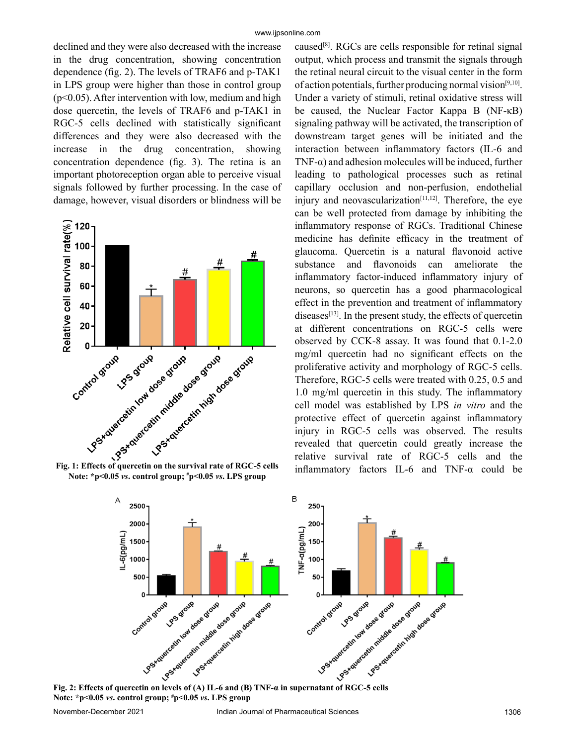declined and they were also decreased with the increase in the drug concentration, showing concentration dependence (fig. 2). The levels of TRAF6 and p-TAK1 in LPS group were higher than those in control group ($p<0.05$). After intervention with low, medium and high dose quercetin, the levels of TRAF6 and p-TAK1 in RGC-5 cells declined with statistically significant differences and they were also decreased with the increase in the drug concentration, showing concentration dependence (fig. 3). The retina is an important photoreception organ able to perceive visual signals followed by further processing. In the case of damage, however, visual disorders or blindness will be caused[8]. RGCs are cells responsible for retinal signal output, which process and transmit the signals through the retinal neural circuit to the visual center in the form of action potentials, further producing normal vision[9,10]. Under a variety of stimuli, retinal oxidative stress will be caused, the Nuclear Factor Kappa B (NF-κB) signaling pathway will be activated, the transcription of downstream target genes will be initiated and the interaction between inflammatory factors (IL-6 and TNF-α) and adhesion molecules will be induced, further leading to pathological processes such as retinal capillary occlusion and non-perfusion, endothelial injury and neovascularization[11,12]. Therefore, the eye can be well protected from damage by inhibiting the inflammatory response of RGCs. Traditional Chinese medicine has definite efficacy in the treatment of glaucoma. Quercetin is a natural flavonoid active substance and flavonoids can ameliorate the inflammatory factor-induced inflammatory injury of neurons, so quercetin has a good pharmacological effect in the prevention and treatment of inflammatory diseases[13]. In the present study, the effects of quercetin at different concentrations on RGC-5 cells were observed by CCK-8 assay. It was found that 0.1-2.0 mg/ml quercetin had no significant effects on the proliferative activity and morphology of RGC-5 cells. Therefore, RGC-5 cells were treated with 0.25, 0.5 and 1.0 mg/ml quercetin in this study. The inflammatory cell model was established by LPS *in vitro* and the protective effect of quercetin against inflammatory injury in RGC-5 cells was observed. The results revealed that quercetin could greatly increase the relative survival rate of RGC-5 cells and the inflammatory factors IL-6 and TNF-α could be

Relative cell survival rate(%)
120
100
80
60
40
20
0
*
#
#
#
Control group
LPS group
LPS+quercetin low dose group
LPS+quercetin middle dose group
LPS+quercetin high dose group

**Fig. 1: Effects of quercetin on the survival rate of RGC-5 cells**
**Note: \*p<0.05 *vs*. control group; #p<0.05 *vs*. LPS group**

A
IL-6(pg/mL)
2500
2000
1500
1000
500
0
*
#
#
#
Control group
LPS group
LPS+quercetin low dose group
LPS+quercetin middle dose group
LPS+quercetin high dose group

B
TNF-α(pg/mL)
250
200
150
100
50
0
*
#
#
#
Control group
LPS group
LPS+quercetin low dose group
LPS+quercetin middle dose group
LPS+quercetin high dose group

**Fig. 2: Effects of quercetin on levels of (A) IL-6 and (B) TNF-α in supernatant of RGC-5 cells**
**Note: \*p<0.05 *vs*. control group; #p<0.05 *vs*. LPS group**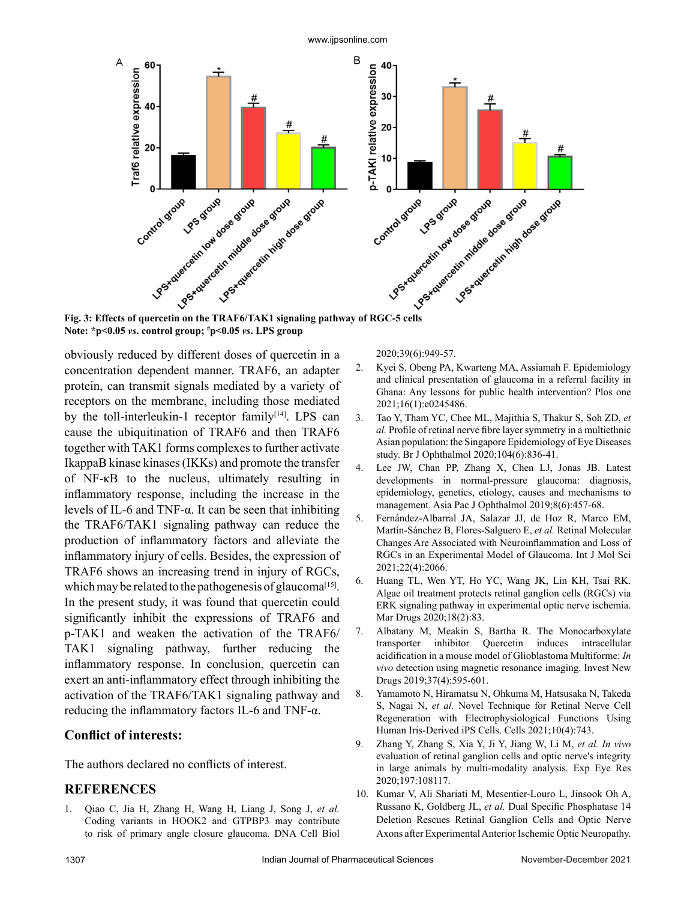A

Traf6 relative expression

60
40
20
0

*
#
#
#

Control group
LPS group
LPS+quercetin low dose group
LPS+quercetin middle dose group
LPS+quercetin high dose group

B

p-TAKI relative expression

40
30
20
10
0

*
#
#
#

Control group
LPS group
LPS+quercetin low dose group
LPS+quercetin middle dose group
LPS+quercetin high dose group

**Fig. 3: Effects of quercetin on the TRAF6/TAK1 signaling pathway of RGC-5 cells**
**Note: *p<0.05 *vs*. control group; #p<0.05 *vs*. LPS group**

obviously reduced by different doses of quercetin in a concentration dependent manner. TRAF6, an adapter protein, can transmit signals mediated by a variety of receptors on the membrane, including those mediated by the toll-interleukin-1 receptor family[14]. LPS can cause the ubiquitination of TRAF6 and then TRAF6 together with TAK1 forms complexes to further activate IkappaB kinase kinases (IKKs) and promote the transfer of NF-κB to the nucleus, ultimately resulting in inflammatory response, including the increase in the levels of IL-6 and TNF-α. It can be seen that inhibiting the TRAF6/TAK1 signaling pathway can reduce the production of inflammatory factors and alleviate the inflammatory injury of cells. Besides, the expression of TRAF6 shows an increasing trend in injury of RGCs, which may be related to the pathogenesis of glaucoma[15]. In the present study, it was found that quercetin could significantly inhibit the expressions of TRAF6 and p-TAK1 and weaken the activation of the TRAF6/TAK1 signaling pathway, further reducing the inflammatory response. In conclusion, quercetin can exert an anti-inflammatory effect through inhibiting the activation of the TRAF6/TAK1 signaling pathway and reducing the inflammatory factors IL-6 and TNF-α.

## Conflict of interests:

The authors declared no conflicts of interest.

## REFERENCES

1. Qiao C, Jia H, Zhang H, Wang H, Liang J, Song J, *et al.* Coding variants in HOOK2 and GTPBP3 may contribute to risk of primary angle closure glaucoma. DNA Cell Biol 2020;39(6):949-57.
2. Kyei S, Obeng PA, Kwarteng MA, Assiamah F. Epidemiology and clinical presentation of glaucoma in a referral facility in Ghana: Any lessons for public health intervention? Plos one 2021;16(1):e0245486.
3. Tao Y, Tham YC, Chee ML, Majithia S, Thakur S, Soh ZD, *et al.* Profile of retinal nerve fibre layer symmetry in a multiethnic Asian population: the Singapore Epidemiology of Eye Diseases study. Br J Ophthalmol 2020;104(6):836-41.
4. Lee JW, Chan PP, Zhang X, Chen LJ, Jonas JB. Latest developments in normal-pressure glaucoma: diagnosis, epidemiology, genetics, etiology, causes and mechanisms to management. Asia Pac J Ophthalmol 2019;8(6):457-68.
5. Fernández-Albarral JA, Salazar JJ, de Hoz R, Marco EM, Martín-Sánchez B, Flores-Salguero E, *et al.* Retinal Molecular Changes Are Associated with Neuroinflammation and Loss of RGCs in an Experimental Model of Glaucoma. Int J Mol Sci 2021;22(4):2066.
6. Huang TL, Wen YT, Ho YC, Wang JK, Lin KH, Tsai RK. Algae oil treatment protects retinal ganglion cells (RGCs) via ERK signaling pathway in experimental optic nerve ischemia. Mar Drugs 2020;18(2):83.
7. Albatany M, Meakin S, Bartha R. The Monocarboxylate transporter inhibitor Quercetin induces intracellular acidification in a mouse model of Glioblastoma Multiforme: *In vivo* detection using magnetic resonance imaging. Invest New Drugs 2019;37(4):595-601.
8. Yamamoto N, Hiramatsu N, Ohkuma M, Hatsusaka N, Takeda S, Nagai N, *et al.* Novel Technique for Retinal Nerve Cell Regeneration with Electrophysiological Functions Using Human Iris-Derived iPS Cells. Cells 2021;10(4):743.
9. Zhang Y, Zhang S, Xia Y, Ji Y, Jiang W, Li M, *et al. In vivo* evaluation of retinal ganglion cells and optic nerve's integrity in large animals by multi-modality analysis. Exp Eye Res 2020;197:108117.
10. Kumar V, Ali Shariati M, Mesentier-Louro L, Jinsook Oh A, Russano K, Goldberg JL, *et al.* Dual Specific Phosphatase 14 Deletion Rescues Retinal Ganglion Cells and Optic Nerve Axons after Experimental Anterior Ischemic Optic Neuropathy.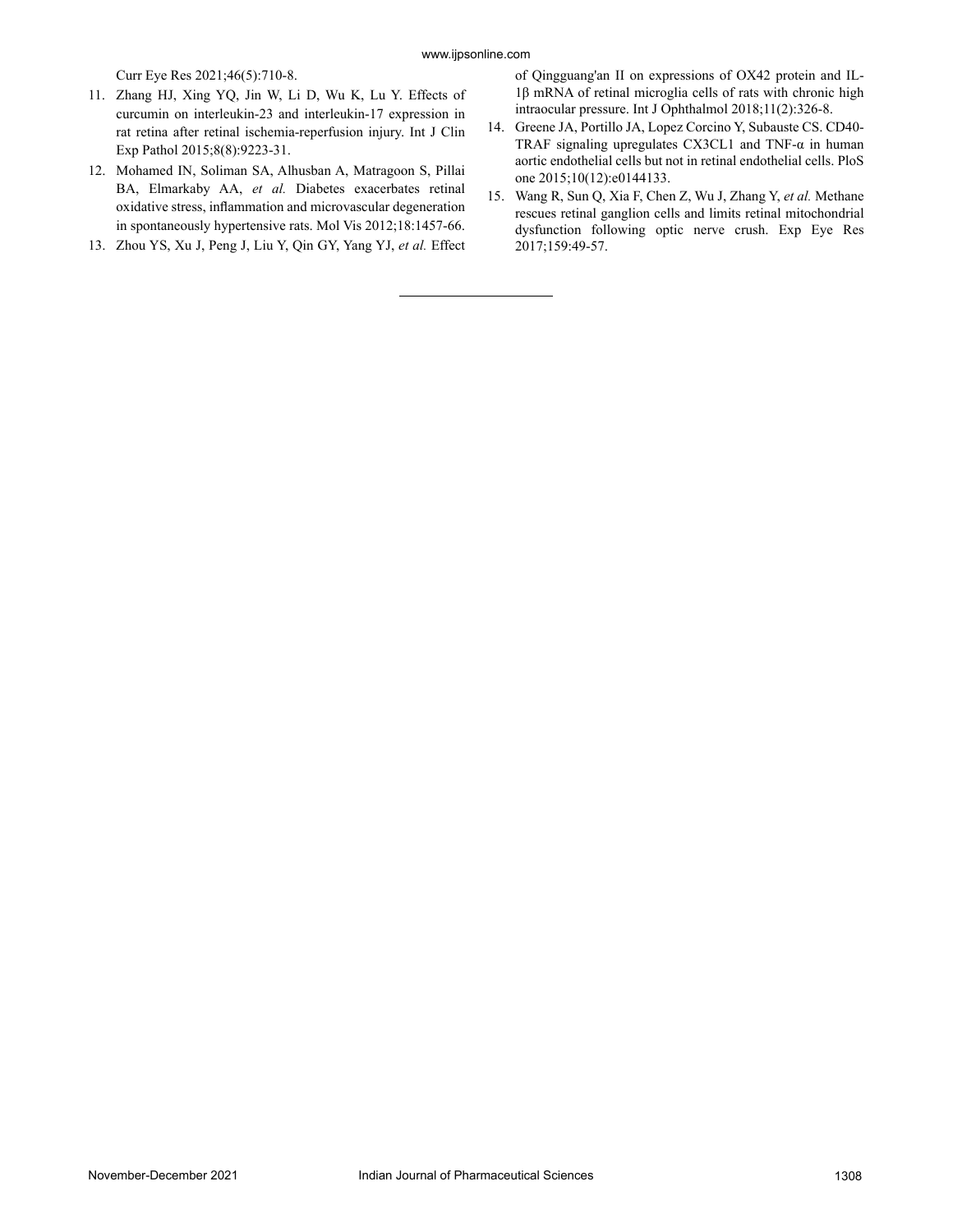Curr Eye Res 2021;46(5):710-8.

11. Zhang HJ, Xing YQ, Jin W, Li D, Wu K, Lu Y. Effects of curcumin on interleukin-23 and interleukin-17 expression in rat retina after retinal ischemia-reperfusion injury. Int J Clin Exp Pathol 2015;8(8):9223-31.
12. Mohamed IN, Soliman SA, Alhusban A, Matragoon S, Pillai BA, Elmarkaby AA, *et al.* Diabetes exacerbates retinal oxidative stress, inflammation and microvascular degeneration in spontaneously hypertensive rats. Mol Vis 2012;18:1457-66.
13. Zhou YS, Xu J, Peng J, Liu Y, Qin GY, Yang YJ, *et al.* Effect of Qingguang'an II on expressions of OX42 protein and IL-1β mRNA of retinal microglia cells of rats with chronic high intraocular pressure. Int J Ophthalmol 2018;11(2):326-8.
14. Greene JA, Portillo JA, Lopez Corcino Y, Subauste CS. CD40-TRAF signaling upregulates CX3CL1 and TNF-α in human aortic endothelial cells but not in retinal endothelial cells. PloS one 2015;10(12):e0144133.
15. Wang R, Sun Q, Xia F, Chen Z, Wu J, Zhang Y, *et al.* Methane rescues retinal ganglion cells and limits retinal mitochondrial dysfunction following optic nerve crush. Exp Eye Res 2017;159:49-57.